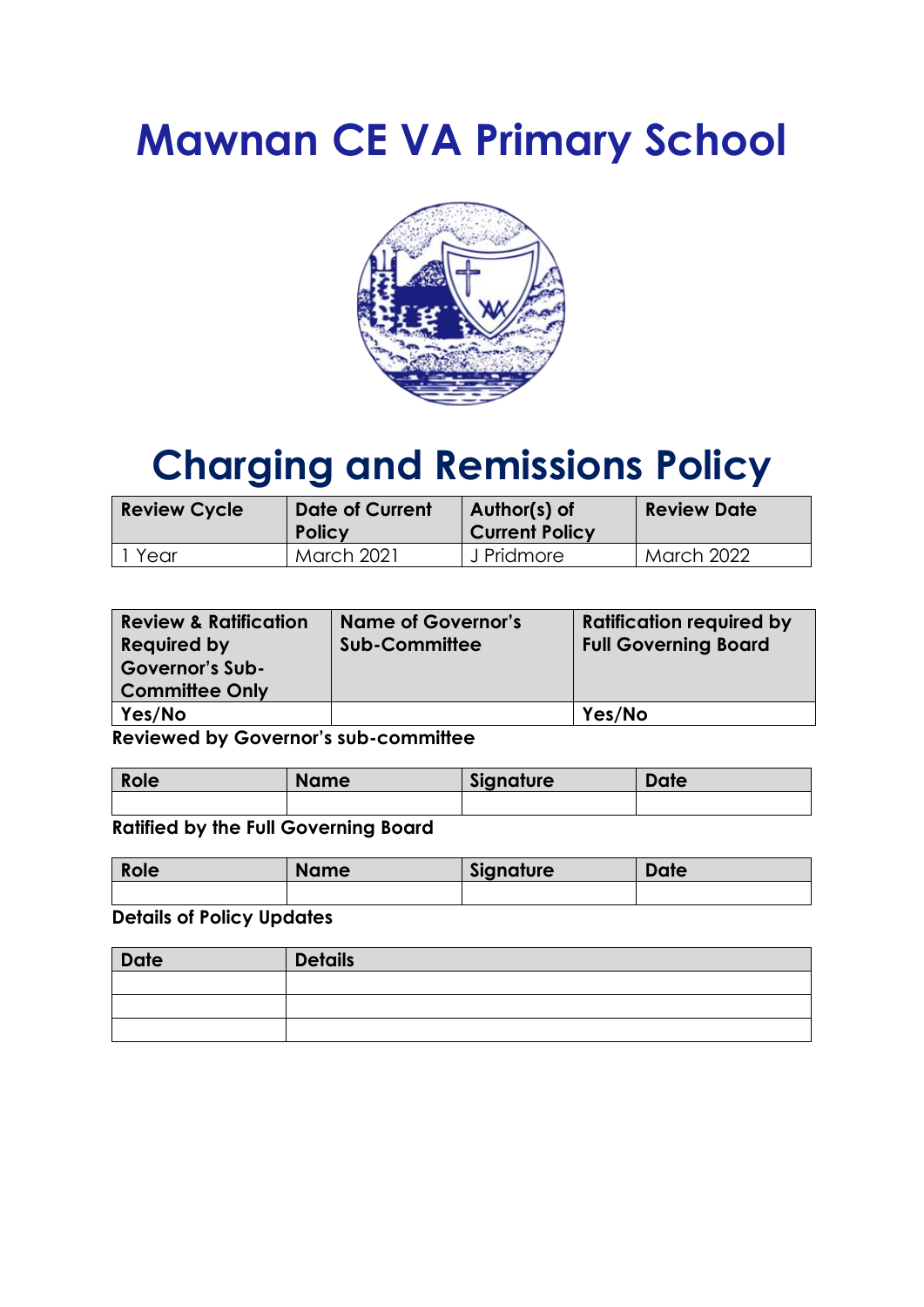# Mawnan CE VA Primary School

# Charging and Remissions Policy

| Review Cycle | Date of Current Policy | Author(s) of Current Policy | Review Date |
|---|---|---|---|
| 1 Year | March 2021 | J Pridmore | March 2022 |

| Review & Ratification Required by Governor's Sub-Committee Only | Name of Governor's Sub-Committee | Ratification required by Full Governing Board |
|---|---|---|
| Yes/No | | Yes/No |

**Reviewed by Governor's sub-committee**

| Role | Name | Signature | Date |
|---|---|---|---|
| | | | |

**Ratified by the Full Governing Board**

| Role | Name | Signature | Date |
|---|---|---|---|
| | | | |

**Details of Policy Updates**

| Date | Details |
|---|---|
| | |
| | |
| | |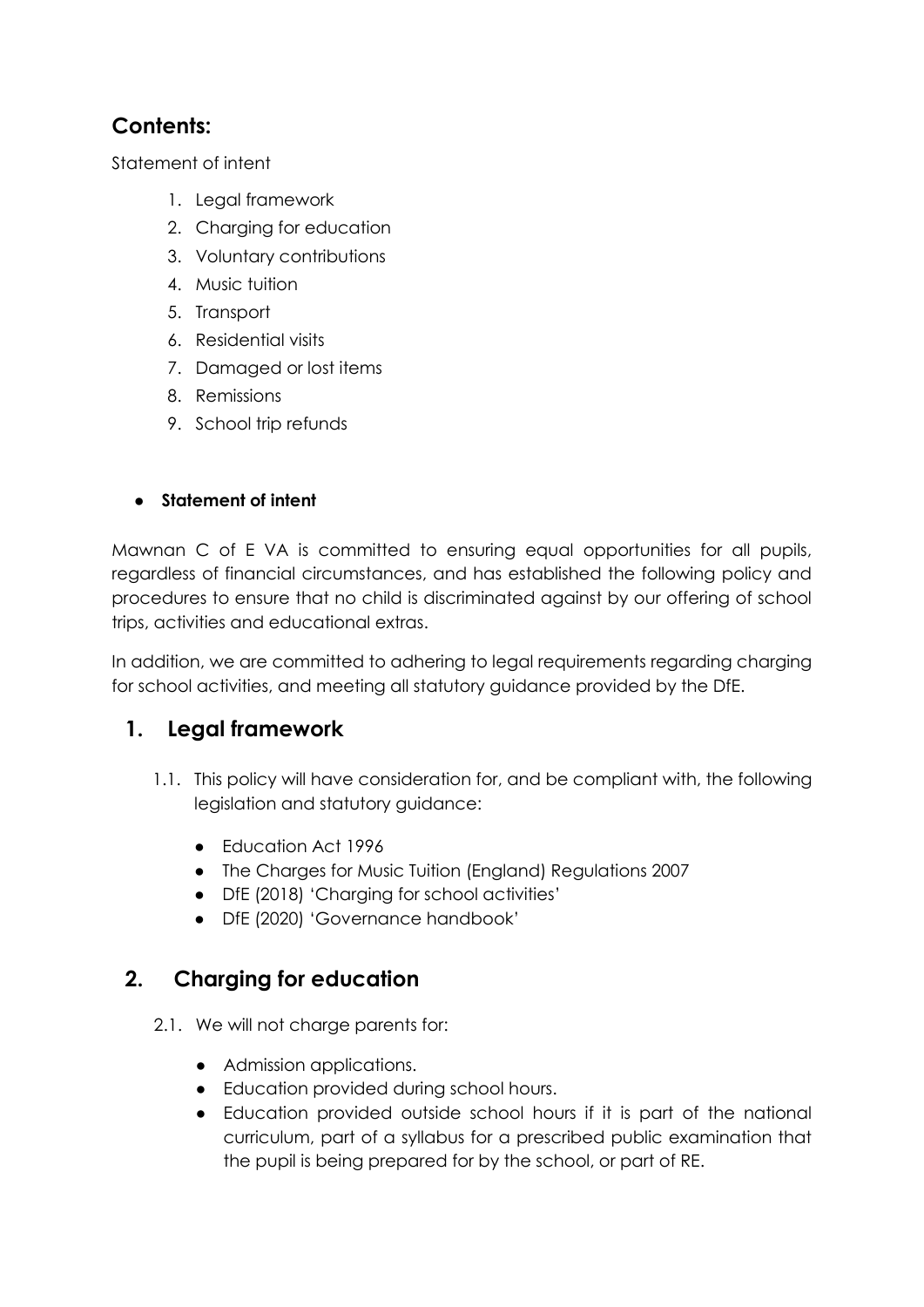## Contents:

Statement of intent

1. Legal framework
2. Charging for education
3. Voluntary contributions
4. Music tuition
5. Transport
6. Residential visits
7. Damaged or lost items
8. Remissions
9. School trip refunds

- **Statement of intent**

Mawnan C of E VA is committed to ensuring equal opportunities for all pupils, regardless of financial circumstances, and has established the following policy and procedures to ensure that no child is discriminated against by our offering of school trips, activities and educational extras.

In addition, we are committed to adhering to legal requirements regarding charging for school activities, and meeting all statutory guidance provided by the DfE.

## 1. Legal framework

1.1. This policy will have consideration for, and be compliant with, the following legislation and statutory guidance:

- Education Act 1996
- The Charges for Music Tuition (England) Regulations 2007
- DfE (2018) 'Charging for school activities'
- DfE (2020) 'Governance handbook'

## 2. Charging for education

2.1. We will not charge parents for:

- Admission applications.
- Education provided during school hours.
- Education provided outside school hours if it is part of the national curriculum, part of a syllabus for a prescribed public examination that the pupil is being prepared for by the school, or part of RE.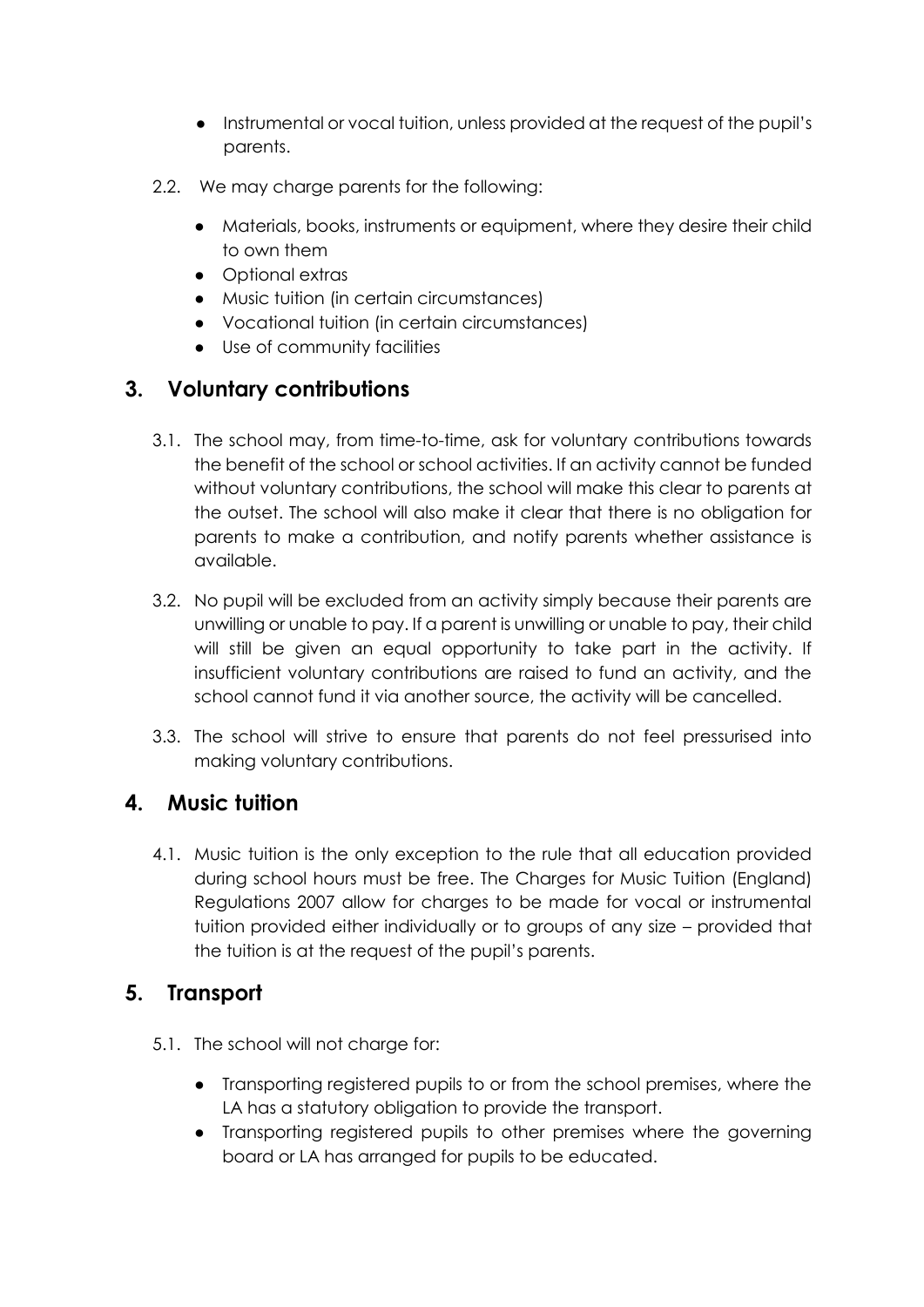- Instrumental or vocal tuition, unless provided at the request of the pupil's parents.

2.2. We may charge parents for the following:

- Materials, books, instruments or equipment, where they desire their child to own them
- Optional extras
- Music tuition (in certain circumstances)
- Vocational tuition (in certain circumstances)
- Use of community facilities

## 3. Voluntary contributions

3.1. The school may, from time-to-time, ask for voluntary contributions towards the benefit of the school or school activities. If an activity cannot be funded without voluntary contributions, the school will make this clear to parents at the outset. The school will also make it clear that there is no obligation for parents to make a contribution, and notify parents whether assistance is available.

3.2. No pupil will be excluded from an activity simply because their parents are unwilling or unable to pay. If a parent is unwilling or unable to pay, their child will still be given an equal opportunity to take part in the activity. If insufficient voluntary contributions are raised to fund an activity, and the school cannot fund it via another source, the activity will be cancelled.

3.3. The school will strive to ensure that parents do not feel pressurised into making voluntary contributions.

## 4. Music tuition

4.1. Music tuition is the only exception to the rule that all education provided during school hours must be free. The Charges for Music Tuition (England) Regulations 2007 allow for charges to be made for vocal or instrumental tuition provided either individually or to groups of any size – provided that the tuition is at the request of the pupil's parents.

## 5. Transport

5.1. The school will not charge for:

- Transporting registered pupils to or from the school premises, where the LA has a statutory obligation to provide the transport.
- Transporting registered pupils to other premises where the governing board or LA has arranged for pupils to be educated.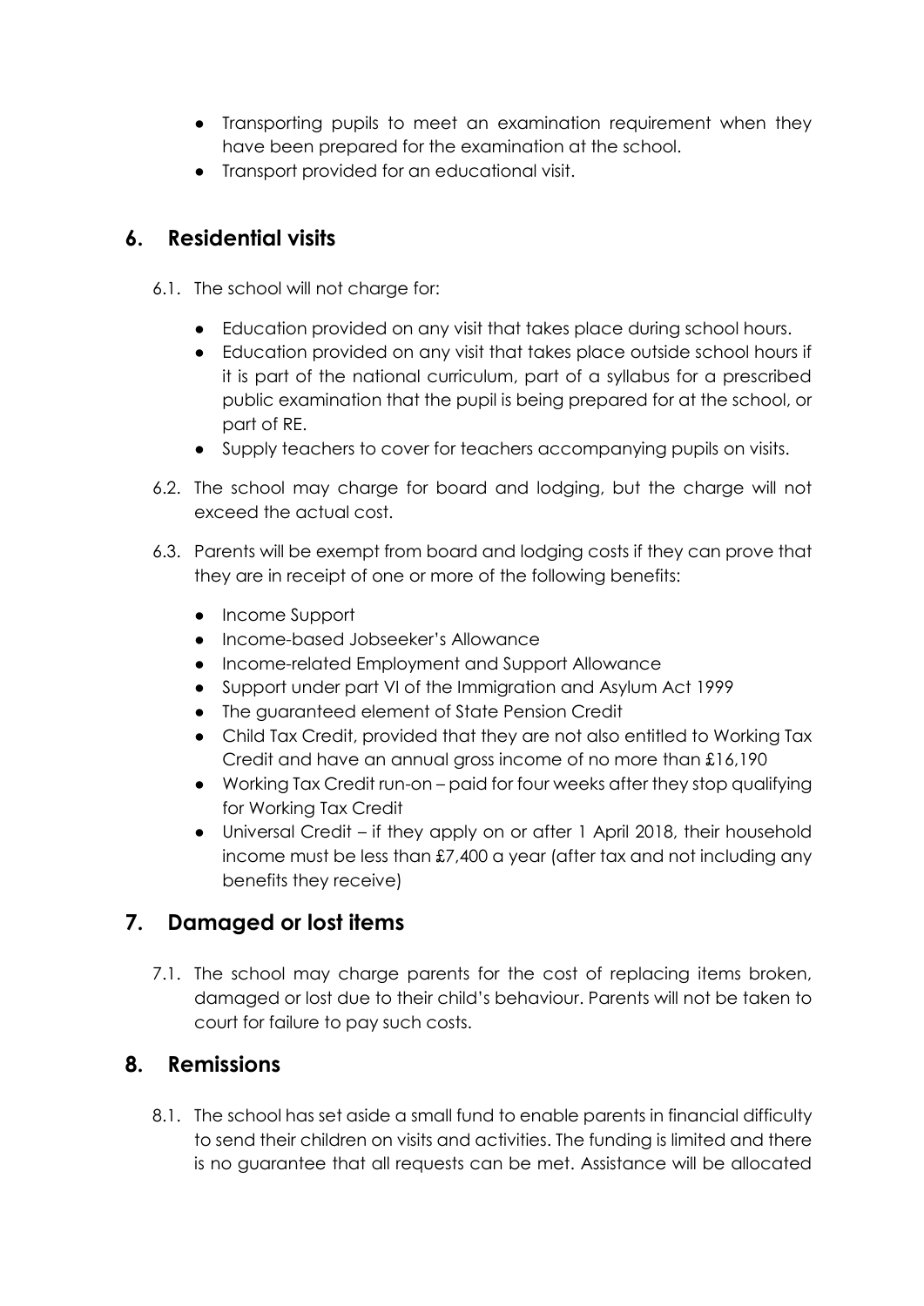- Transporting pupils to meet an examination requirement when they have been prepared for the examination at the school.
- Transport provided for an educational visit.

## 6. Residential visits

6.1. The school will not charge for:

- Education provided on any visit that takes place during school hours.
- Education provided on any visit that takes place outside school hours if it is part of the national curriculum, part of a syllabus for a prescribed public examination that the pupil is being prepared for at the school, or part of RE.
- Supply teachers to cover for teachers accompanying pupils on visits.

6.2. The school may charge for board and lodging, but the charge will not exceed the actual cost.

6.3. Parents will be exempt from board and lodging costs if they can prove that they are in receipt of one or more of the following benefits:

- Income Support
- Income-based Jobseeker's Allowance
- Income-related Employment and Support Allowance
- Support under part VI of the Immigration and Asylum Act 1999
- The guaranteed element of State Pension Credit
- Child Tax Credit, provided that they are not also entitled to Working Tax Credit and have an annual gross income of no more than £16,190
- Working Tax Credit run-on – paid for four weeks after they stop qualifying for Working Tax Credit
- Universal Credit – if they apply on or after 1 April 2018, their household income must be less than £7,400 a year (after tax and not including any benefits they receive)

## 7. Damaged or lost items

7.1. The school may charge parents for the cost of replacing items broken, damaged or lost due to their child's behaviour. Parents will not be taken to court for failure to pay such costs.

## 8. Remissions

8.1. The school has set aside a small fund to enable parents in financial difficulty to send their children on visits and activities. The funding is limited and there is no guarantee that all requests can be met. Assistance will be allocated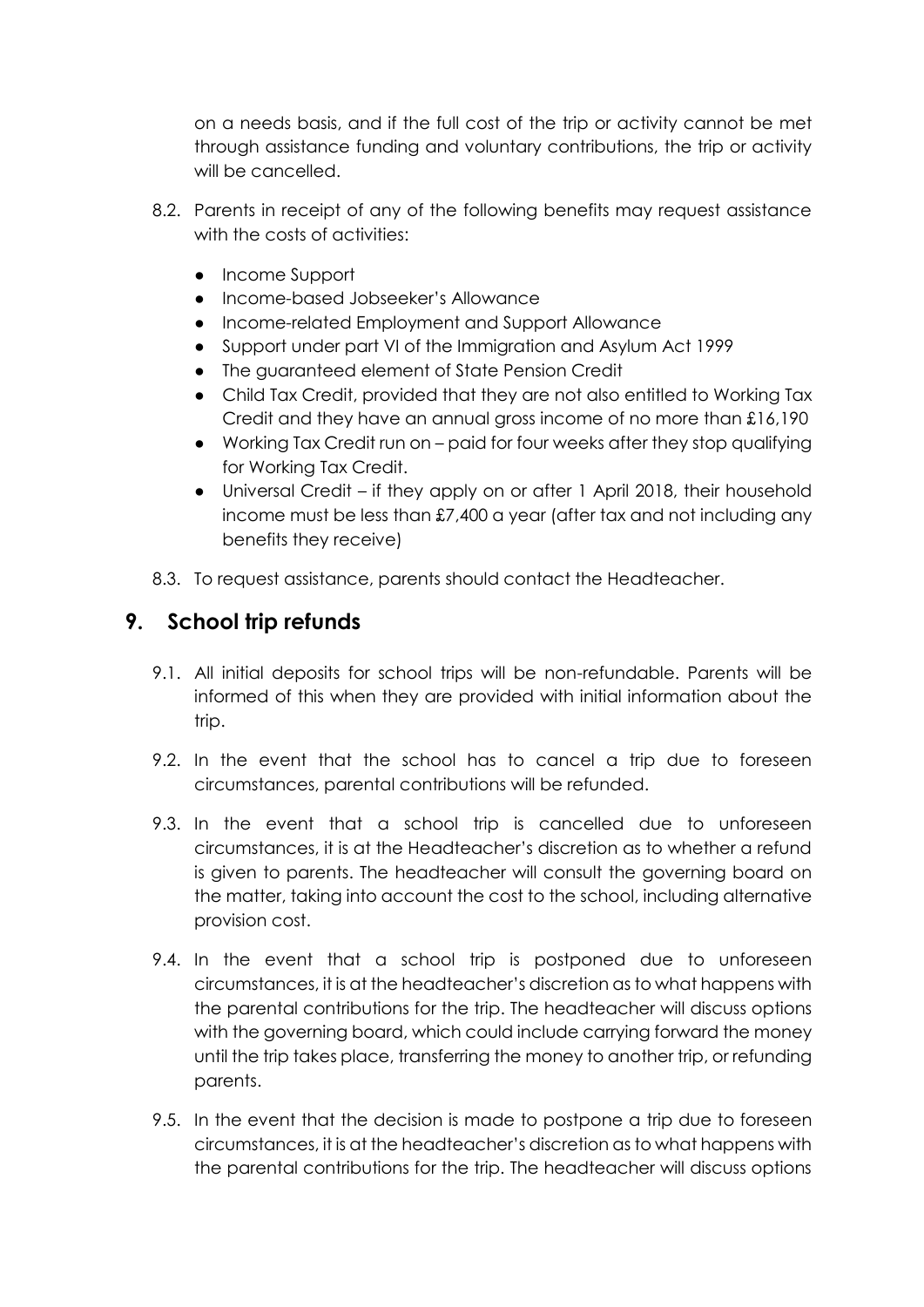on a needs basis, and if the full cost of the trip or activity cannot be met through assistance funding and voluntary contributions, the trip or activity will be cancelled.

8.2. Parents in receipt of any of the following benefits may request assistance with the costs of activities:

- Income Support
- Income-based Jobseeker's Allowance
- Income-related Employment and Support Allowance
- Support under part VI of the Immigration and Asylum Act 1999
- The guaranteed element of State Pension Credit
- Child Tax Credit, provided that they are not also entitled to Working Tax Credit and they have an annual gross income of no more than £16,190
- Working Tax Credit run on – paid for four weeks after they stop qualifying for Working Tax Credit.
- Universal Credit – if they apply on or after 1 April 2018, their household income must be less than £7,400 a year (after tax and not including any benefits they receive)

8.3. To request assistance, parents should contact the Headteacher.

## 9. School trip refunds

9.1. All initial deposits for school trips will be non-refundable. Parents will be informed of this when they are provided with initial information about the trip.

9.2. In the event that the school has to cancel a trip due to foreseen circumstances, parental contributions will be refunded.

9.3. In the event that a school trip is cancelled due to unforeseen circumstances, it is at the Headteacher's discretion as to whether a refund is given to parents. The headteacher will consult the governing board on the matter, taking into account the cost to the school, including alternative provision cost.

9.4. In the event that a school trip is postponed due to unforeseen circumstances, it is at the headteacher's discretion as to what happens with the parental contributions for the trip. The headteacher will discuss options with the governing board, which could include carrying forward the money until the trip takes place, transferring the money to another trip, or refunding parents.

9.5. In the event that the decision is made to postpone a trip due to foreseen circumstances, it is at the headteacher's discretion as to what happens with the parental contributions for the trip. The headteacher will discuss options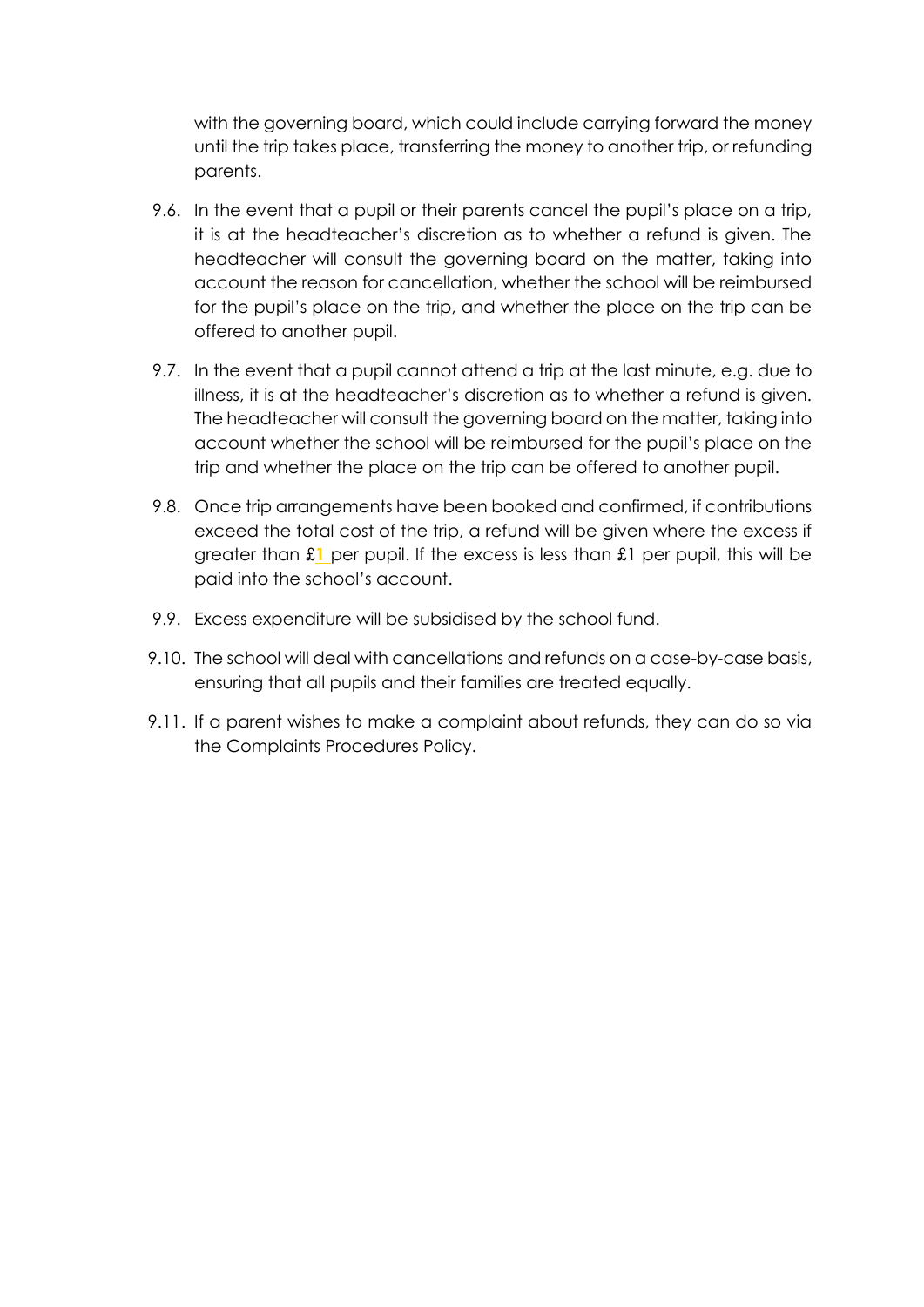with the governing board, which could include carrying forward the money until the trip takes place, transferring the money to another trip, or refunding parents.

9.6. In the event that a pupil or their parents cancel the pupil's place on a trip, it is at the headteacher's discretion as to whether a refund is given. The headteacher will consult the governing board on the matter, taking into account the reason for cancellation, whether the school will be reimbursed for the pupil's place on the trip, and whether the place on the trip can be offered to another pupil.

9.7. In the event that a pupil cannot attend a trip at the last minute, e.g. due to illness, it is at the headteacher's discretion as to whether a refund is given. The headteacher will consult the governing board on the matter, taking into account whether the school will be reimbursed for the pupil's place on the trip and whether the place on the trip can be offered to another pupil.

9.8. Once trip arrangements have been booked and confirmed, if contributions exceed the total cost of the trip, a refund will be given where the excess if greater than £1 per pupil. If the excess is less than £1 per pupil, this will be paid into the school's account.

9.9. Excess expenditure will be subsidised by the school fund.

9.10. The school will deal with cancellations and refunds on a case-by-case basis, ensuring that all pupils and their families are treated equally.

9.11. If a parent wishes to make a complaint about refunds, they can do so via the Complaints Procedures Policy.